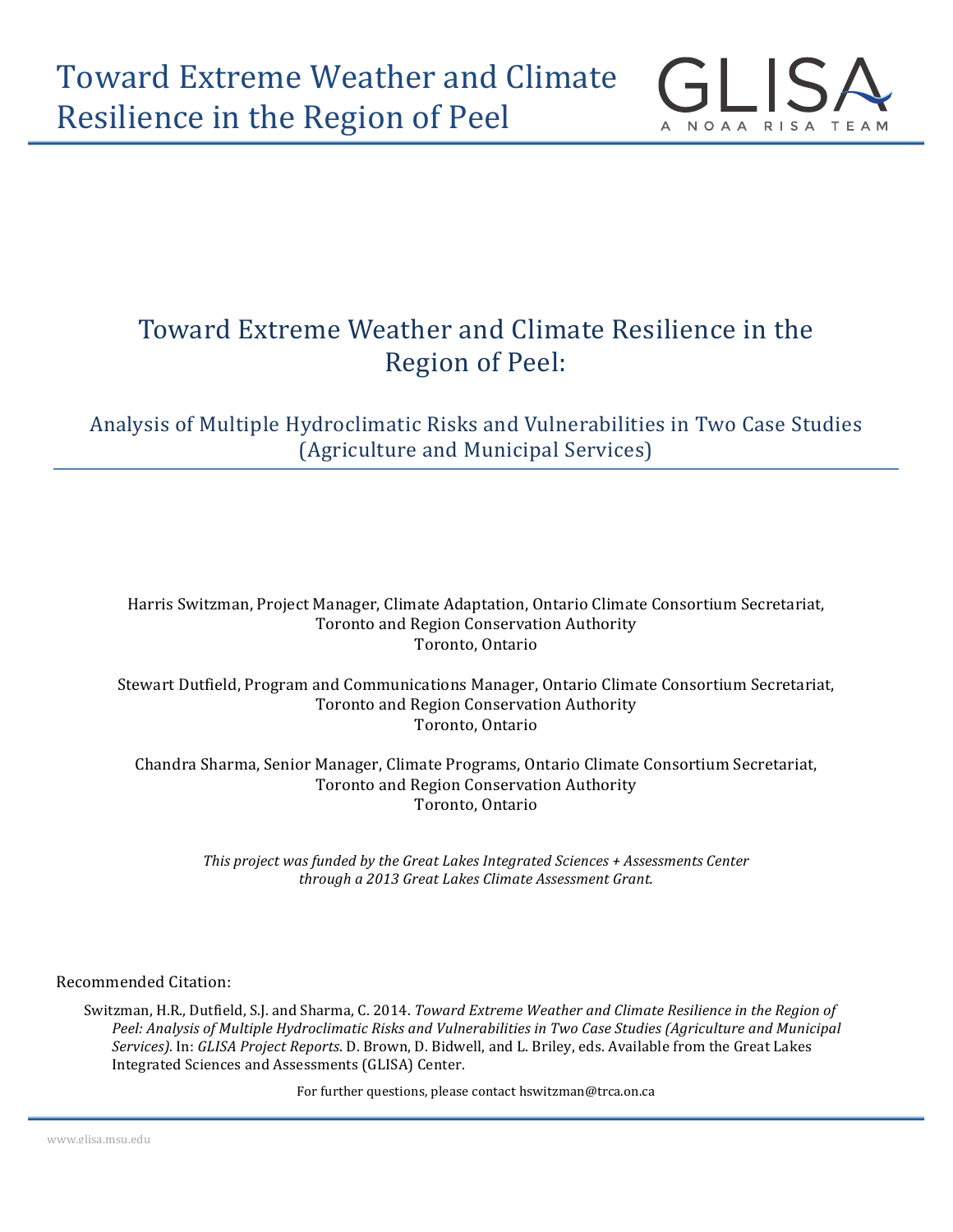# Toward Extreme Weather and Climate Resilience in the Region of Peel:

## Analysis of Multiple Hydroclimatic Risks and Vulnerabilities in Two Case Studies (Agriculture and Municipal Services)

Harris Switzman, Project Manager, Climate Adaptation, Ontario Climate Consortium Secretariat, Toronto and Region Conservation Authority
Toronto, Ontario

Stewart Dutfield, Program and Communications Manager, Ontario Climate Consortium Secretariat, Toronto and Region Conservation Authority
Toronto, Ontario

Chandra Sharma, Senior Manager, Climate Programs, Ontario Climate Consortium Secretariat, Toronto and Region Conservation Authority
Toronto, Ontario

*This project was funded by the Great Lakes Integrated Sciences + Assessments Center through a 2013 Great Lakes Climate Assessment Grant.*

Recommended Citation:

Switzman, H.R., Dutfield, S.J. and Sharma, C. 2014. *Toward Extreme Weather and Climate Resilience in the Region of Peel: Analysis of Multiple Hydroclimatic Risks and Vulnerabilities in Two Case Studies (Agriculture and Municipal Services).* In: *GLISA Project Reports*. D. Brown, D. Bidwell, and L. Briley, eds. Available from the Great Lakes Integrated Sciences and Assessments (GLISA) Center.

For further questions, please contact hswitzman@trca.on.ca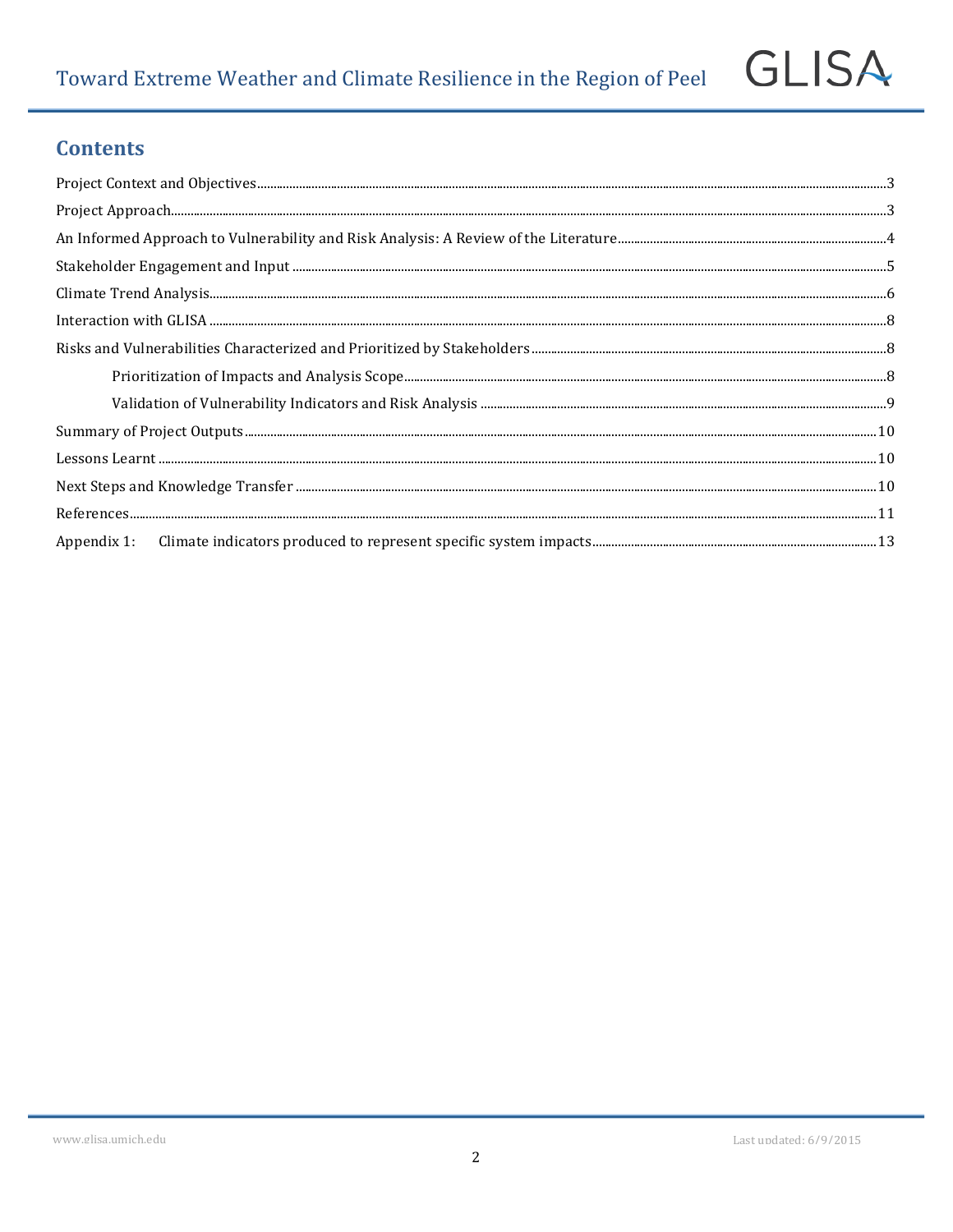## Contents

Project Context and Objectives ........ 3

Project Approach ........ 3

An Informed Approach to Vulnerability and Risk Analysis: A Review of the Literature ........ 4

Stakeholder Engagement and Input ........ 5

Climate Trend Analysis ........ 6

Interaction with GLISA ........ 8

Risks and Vulnerabilities Characterized and Prioritized by Stakeholders ........ 8

- Prioritization of Impacts and Analysis Scope ........ 8
- Validation of Vulnerability Indicators and Risk Analysis ........ 9

Summary of Project Outputs ........ 10

Lessons Learnt ........ 10

Next Steps and Knowledge Transfer ........ 10

References ........ 11

Appendix 1: Climate indicators produced to represent specific system impacts ........ 13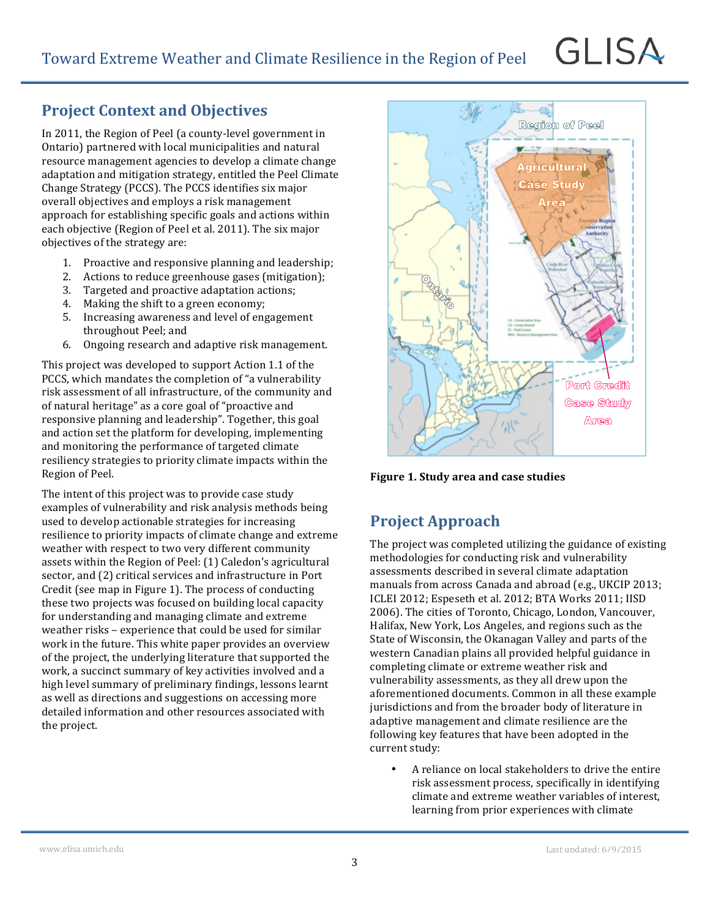## Project Context and Objectives

In 2011, the Region of Peel (a county-level government in Ontario) partnered with local municipalities and natural resource management agencies to develop a climate change adaptation and mitigation strategy, entitled the Peel Climate Change Strategy (PCCS). The PCCS identifies six major overall objectives and employs a risk management approach for establishing specific goals and actions within each objective (Region of Peel et al. 2011). The six major objectives of the strategy are:

1. Proactive and responsive planning and leadership;
2. Actions to reduce greenhouse gases (mitigation);
3. Targeted and proactive adaptation actions;
4. Making the shift to a green economy;
5. Increasing awareness and level of engagement throughout Peel; and
6. Ongoing research and adaptive risk management.

This project was developed to support Action 1.1 of the PCCS, which mandates the completion of "a vulnerability risk assessment of all infrastructure, of the community and of natural heritage" as a core goal of "proactive and responsive planning and leadership". Together, this goal and action set the platform for developing, implementing and monitoring the performance of targeted climate resiliency strategies to priority climate impacts within the Region of Peel.

The intent of this project was to provide case study examples of vulnerability and risk analysis methods being used to develop actionable strategies for increasing resilience to priority impacts of climate change and extreme weather with respect to two very different community assets within the Region of Peel: (1) Caledon's agricultural sector, and (2) critical services and infrastructure in Port Credit (see map in Figure 1). The process of conducting these two projects was focused on building local capacity for understanding and managing climate and extreme weather risks – experience that could be used for similar work in the future. This white paper provides an overview of the project, the underlying literature that supported the work, a succinct summary of key activities involved and a high level summary of preliminary findings, lessons learnt as well as directions and suggestions on accessing more detailed information and other resources associated with the project.

**Figure 1. Study area and case studies**

## Project Approach

The project was completed utilizing the guidance of existing methodologies for conducting risk and vulnerability assessments described in several climate adaptation manuals from across Canada and abroad (e.g., UKCIP 2013; ICLEI 2012; Espeseth et al. 2012; BTA Works 2011; IISD 2006). The cities of Toronto, Chicago, London, Vancouver, Halifax, New York, Los Angeles, and regions such as the State of Wisconsin, the Okanagan Valley and parts of the western Canadian plains all provided helpful guidance in completing climate or extreme weather risk and vulnerability assessments, as they all drew upon the aforementioned documents. Common in all these example jurisdictions and from the broader body of literature in adaptive management and climate resilience are the following key features that have been adopted in the current study:

- A reliance on local stakeholders to drive the entire risk assessment process, specifically in identifying climate and extreme weather variables of interest, learning from prior experiences with climate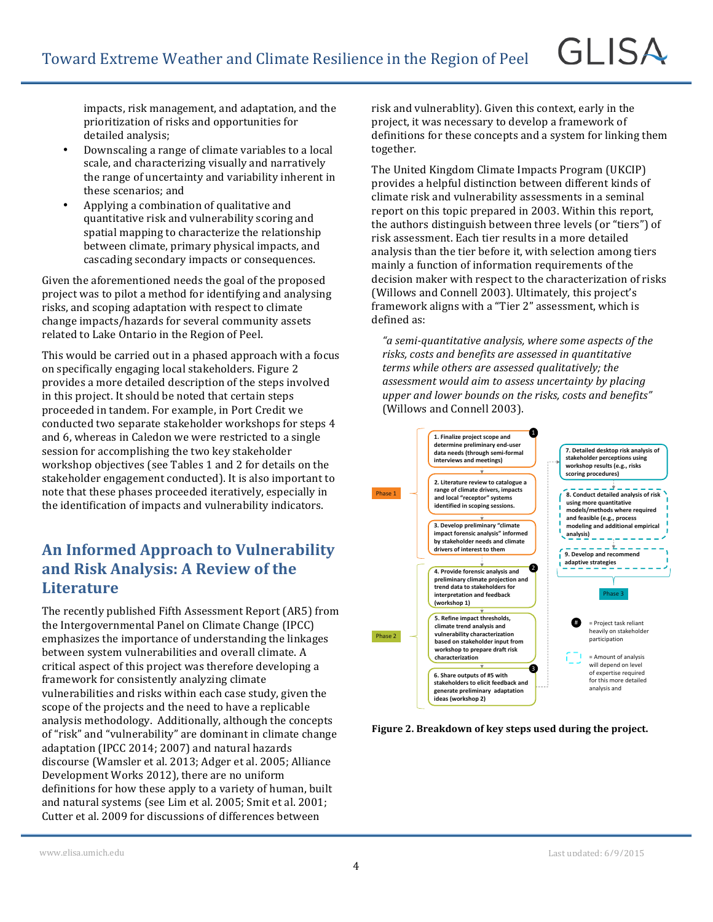impacts, risk management, and adaptation, and the prioritization of risks and opportunities for detailed analysis;

- Downscaling a range of climate variables to a local scale, and characterizing visually and narratively the range of uncertainty and variability inherent in these scenarios; and
- Applying a combination of qualitative and quantitative risk and vulnerability scoring and spatial mapping to characterize the relationship between climate, primary physical impacts, and cascading secondary impacts or consequences.

Given the aforementioned needs the goal of the proposed project was to pilot a method for identifying and analysing risks, and scoping adaptation with respect to climate change impacts/hazards for several community assets related to Lake Ontario in the Region of Peel.

This would be carried out in a phased approach with a focus on specifically engaging local stakeholders. Figure 2 provides a more detailed description of the steps involved in this project. It should be noted that certain steps proceeded in tandem. For example, in Port Credit we conducted two separate stakeholder workshops for steps 4 and 6, whereas in Caledon we were restricted to a single session for accomplishing the two key stakeholder workshop objectives (see Tables 1 and 2 for details on the stakeholder engagement conducted). It is also important to note that these phases proceeded iteratively, especially in the identification of impacts and vulnerability indicators.

## An Informed Approach to Vulnerability and Risk Analysis: A Review of the Literature

The recently published Fifth Assessment Report (AR5) from the Intergovernmental Panel on Climate Change (IPCC) emphasizes the importance of understanding the linkages between system vulnerabilities and overall climate. A critical aspect of this project was therefore developing a framework for consistently analyzing climate vulnerabilities and risks within each case study, given the scope of the projects and the need to have a replicable analysis methodology. Additionally, although the concepts of "risk" and "vulnerability" are dominant in climate change adaptation (IPCC 2014; 2007) and natural hazards discourse (Wamsler et al. 2013; Adger et al. 2005; Alliance Development Works 2012), there are no uniform definitions for how these apply to a variety of human, built and natural systems (see Lim et al. 2005; Smit et al. 2001; Cutter et al. 2009 for discussions of differences between risk and vulnerablity). Given this context, early in the project, it was necessary to develop a framework of definitions for these concepts and a system for linking them together.

The United Kingdom Climate Impacts Program (UKCIP) provides a helpful distinction between different kinds of climate risk and vulnerability assessments in a seminal report on this topic prepared in 2003. Within this report, the authors distinguish between three levels (or "tiers") of risk assessment. Each tier results in a more detailed analysis than the tier before it, with selection among tiers mainly a function of information requirements of the decision maker with respect to the characterization of risks (Willows and Connell 2003). Ultimately, this project's framework aligns with a "Tier 2" assessment, which is defined as:

*"a semi-quantitative analysis, where some aspects of the risks, costs and benefits are assessed in quantitative terms while others are assessed qualitatively; the assessment would aim to assess uncertainty by placing upper and lower bounds on the risks, costs and benefits"* (Willows and Connell 2003).

Phase 1

1. Finalize project scope and determine preliminary end-user data needs (through semi-formal interviews and meetings) (1)
2. Literature review to catalogue a range of climate drivers, impacts and local "receptor" systems identified in scoping sessions.
3. Develop preliminary "climate impact forensic analysis" informed by stakeholder needs and climate drivers of interest to them

Phase 2

4. Provide forensic analysis and preliminary climate projection and trend data to stakeholders for interpretation and feedback (workshop 1) (2)
5. Refine impact thresholds, climate trend analysis and vulnerability characterization based on stakeholder input from workshop to prepare draft risk characterization
6. Share outputs of #5 with stakeholders to elicit feedback and generate preliminary adaptation ideas (workshop 2) (3)

Phase 3

7. Detailed desktop risk analysis of stakeholder perceptions using workshop results (e.g., risks scoring procedures)
8. Conduct detailed analysis of risk using more quantitative models/methods where required and feasible (e.g., process modeling and additional empirical analysis)
9. Develop and recommend adaptive strategies

(#) = Project task reliant heavily on stakeholder participation

(dashed box) = Amount of analysis will depend on level of expertise required for this more detailed analysis and

**Figure 2. Breakdown of key steps used during the project.**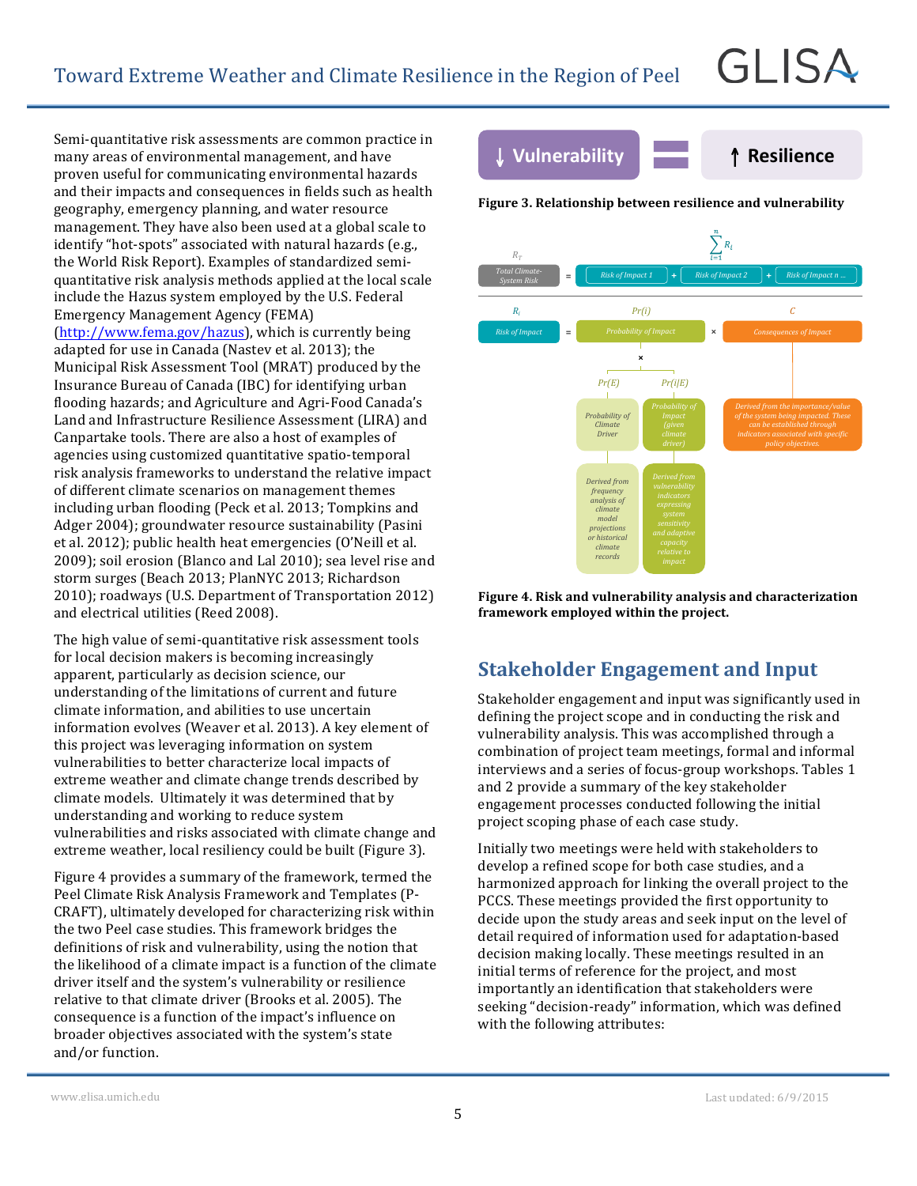Semi-quantitative risk assessments are common practice in many areas of environmental management, and have proven useful for communicating environmental hazards and their impacts and consequences in fields such as health geography, emergency planning, and water resource management. They have also been used at a global scale to identify "hot-spots" associated with natural hazards (e.g., the World Risk Report). Examples of standardized semi-quantitative risk analysis methods applied at the local scale include the Hazus system employed by the U.S. Federal Emergency Management Agency (FEMA) (http://www.fema.gov/hazus), which is currently being adapted for use in Canada (Nastev et al. 2013); the Municipal Risk Assessment Tool (MRAT) produced by the Insurance Bureau of Canada (IBC) for identifying urban flooding hazards; and Agriculture and Agri-Food Canada's Land and Infrastructure Resilience Assessment (LIRA) and Canpartake tools. There are also a host of examples of agencies using customized quantitative spatio-temporal risk analysis frameworks to understand the relative impact of different climate scenarios on management themes including urban flooding (Peck et al. 2013; Tompkins and Adger 2004); groundwater resource sustainability (Pasini et al. 2012); public health heat emergencies (O'Neill et al. 2009); soil erosion (Blanco and Lal 2010); sea level rise and storm surges (Beach 2013; PlanNYC 2013; Richardson 2010); roadways (U.S. Department of Transportation 2012) and electrical utilities (Reed 2008).

The high value of semi-quantitative risk assessment tools for local decision makers is becoming increasingly apparent, particularly as decision science, our understanding of the limitations of current and future climate information, and abilities to use uncertain information evolves (Weaver et al. 2013). A key element of this project was leveraging information on system vulnerabilities to better characterize local impacts of extreme weather and climate change trends described by climate models. Ultimately it was determined that by understanding and working to reduce system vulnerabilities and risks associated with climate change and extreme weather, local resiliency could be built (Figure 3).

Figure 4 provides a summary of the framework, termed the Peel Climate Risk Analysis Framework and Templates (P-CRAFT), ultimately developed for characterizing risk within the two Peel case studies. This framework bridges the definitions of risk and vulnerability, using the notion that the likelihood of a climate impact is a function of the climate driver itself and the system's vulnerability or resilience relative to that climate driver (Brooks et al. 2005). The consequence is a function of the impact's influence on broader objectives associated with the system's state and/or function.

↓ Vulnerability = ↑ Resilience

**Figure 3. Relationship between resilience and vulnerability**

$R_T$ Total Climate-System Risk = $\sum_{i=1}^{n} R_i$ = Risk of Impact 1 + Risk of Impact 2 + Risk of Impact n ...

$R_i$ Risk of Impact = $Pr(i)$ Probability of Impact × $C$ Consequences of Impact

$Pr(i)$ = $Pr(E)$ Probability of Climate Driver × $Pr(i|E)$ Probability of Impact (given climate driver)

$Pr(E)$: Derived from frequency analysis of climate model projections or historical climate records

$Pr(i|E)$: Derived from vulnerability indicators expressing system sensitivity and adaptive capacity relative to impact

$C$: Derived from the importance/value of the system being impacted. These can be established through indicators associated with specific policy objectives.

**Figure 4. Risk and vulnerability analysis and characterization framework employed within the project.**

## Stakeholder Engagement and Input

Stakeholder engagement and input was significantly used in defining the project scope and in conducting the risk and vulnerability analysis. This was accomplished through a combination of project team meetings, formal and informal interviews and a series of focus-group workshops. Tables 1 and 2 provide a summary of the key stakeholder engagement processes conducted following the initial project scoping phase of each case study.

Initially two meetings were held with stakeholders to develop a refined scope for both case studies, and a harmonized approach for linking the overall project to the PCCS. These meetings provided the first opportunity to decide upon the study areas and seek input on the level of detail required of information used for adaptation-based decision making locally. These meetings resulted in an initial terms of reference for the project, and most importantly an identification that stakeholders were seeking "decision-ready" information, which was defined with the following attributes: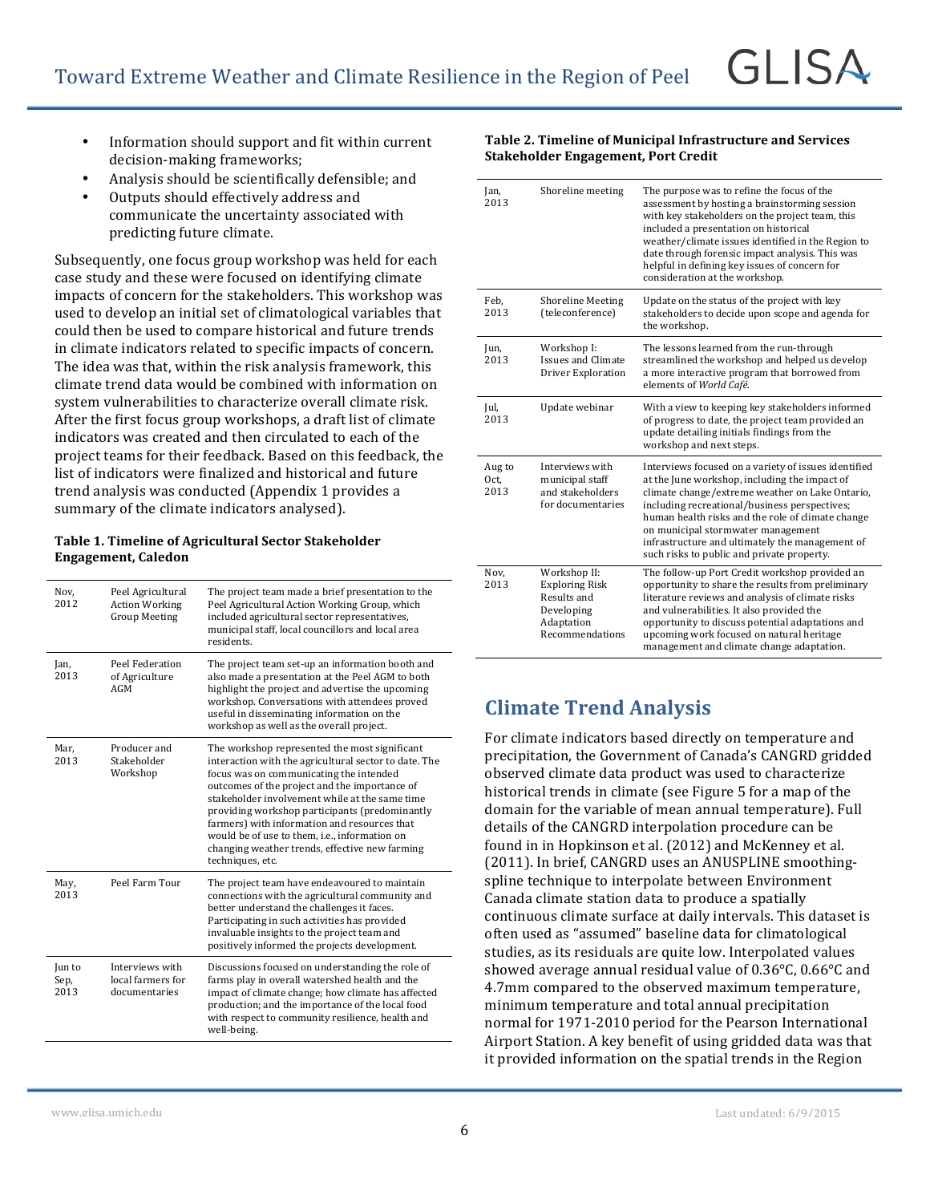- Information should support and fit within current decision-making frameworks;
- Analysis should be scientifically defensible; and
- Outputs should effectively address and communicate the uncertainty associated with predicting future climate.

Subsequently, one focus group workshop was held for each case study and these were focused on identifying climate impacts of concern for the stakeholders. This workshop was used to develop an initial set of climatological variables that could then be used to compare historical and future trends in climate indicators related to specific impacts of concern. The idea was that, within the risk analysis framework, this climate trend data would be combined with information on system vulnerabilities to characterize overall climate risk. After the first focus group workshops, a draft list of climate indicators was created and then circulated to each of the project teams for their feedback. Based on this feedback, the list of indicators were finalized and historical and future trend analysis was conducted (Appendix 1 provides a summary of the climate indicators analysed).

**Table 1. Timeline of Agricultural Sector Stakeholder Engagement, Caledon**

| | | |
|---|---|---|
| Nov, 2012 | Peel Agricultural Action Working Group Meeting | The project team made a brief presentation to the Peel Agricultural Action Working Group, which included agricultural sector representatives, municipal staff, local councillors and local area residents. |
| Jan, 2013 | Peel Federation of Agriculture AGM | The project team set-up an information booth and also made a presentation at the Peel AGM to both highlight the project and advertise the upcoming workshop. Conversations with attendees proved useful in disseminating information on the workshop as well as the overall project. |
| Mar, 2013 | Producer and Stakeholder Workshop | The workshop represented the most significant interaction with the agricultural sector to date. The focus was on communicating the intended outcomes of the project and the importance of stakeholder involvement while at the same time providing workshop participants (predominantly farmers) with information and resources that would be of use to them, i.e., information on changing weather trends, effective new farming techniques, etc. |
| May, 2013 | Peel Farm Tour | The project team have endeavoured to maintain connections with the agricultural community and better understand the challenges it faces. Participating in such activities has provided invaluable insights to the project team and positively informed the projects development. |
| Jun to Sep, 2013 | Interviews with local farmers for documentaries | Discussions focused on understanding the role of farms play in overall watershed health and the impact of climate change; how climate has affected production; and the importance of the local food with respect to community resilience, health and well-being. |

**Table 2. Timeline of Municipal Infrastructure and Services Stakeholder Engagement, Port Credit**

| | | |
|---|---|---|
| Jan, 2013 | Shoreline meeting | The purpose was to refine the focus of the assessment by hosting a brainstorming session with key stakeholders on the project team, this included a presentation on historical weather/climate issues identified in the Region to date through forensic impact analysis. This was helpful in defining key issues of concern for consideration at the workshop. |
| Feb, 2013 | Shoreline Meeting (teleconference) | Update on the status of the project with key stakeholders to decide upon scope and agenda for the workshop. |
| Jun, 2013 | Workshop I: Issues and Climate Driver Exploration | The lessons learned from the run-through streamlined the workshop and helped us develop a more interactive program that borrowed from elements of *World Café*. |
| Jul, 2013 | Update webinar | With a view to keeping key stakeholders informed of progress to date, the project team provided an update detailing initials findings from the workshop and next steps. |
| Aug to Oct, 2013 | Interviews with municipal staff and stakeholders for documentaries | Interviews focused on a variety of issues identified at the June workshop, including the impact of climate change/extreme weather on Lake Ontario, including recreational/business perspectives; human health risks and the role of climate change on municipal stormwater management infrastructure and ultimately the management of such risks to public and private property. |
| Nov, 2013 | Workshop II: Exploring Risk Results and Developing Adaptation Recommendations | The follow-up Port Credit workshop provided an opportunity to share the results from preliminary literature reviews and analysis of climate risks and vulnerabilities. It also provided the opportunity to discuss potential adaptations and upcoming work focused on natural heritage management and climate change adaptation. |

## Climate Trend Analysis

For climate indicators based directly on temperature and precipitation, the Government of Canada's CANGRD gridded observed climate data product was used to characterize historical trends in climate (see Figure 5 for a map of the domain for the variable of mean annual temperature). Full details of the CANGRD interpolation procedure can be found in in Hopkinson et al. (2012) and McKenney et al. (2011). In brief, CANGRD uses an ANUSPLINE smoothing-spline technique to interpolate between Environment Canada climate station data to produce a spatially continuous climate surface at daily intervals. This dataset is often used as "assumed" baseline data for climatological studies, as its residuals are quite low. Interpolated values showed average annual residual value of 0.36°C, 0.66°C and 4.7mm compared to the observed maximum temperature, minimum temperature and total annual precipitation normal for 1971-2010 period for the Pearson International Airport Station. A key benefit of using gridded data was that it provided information on the spatial trends in the Region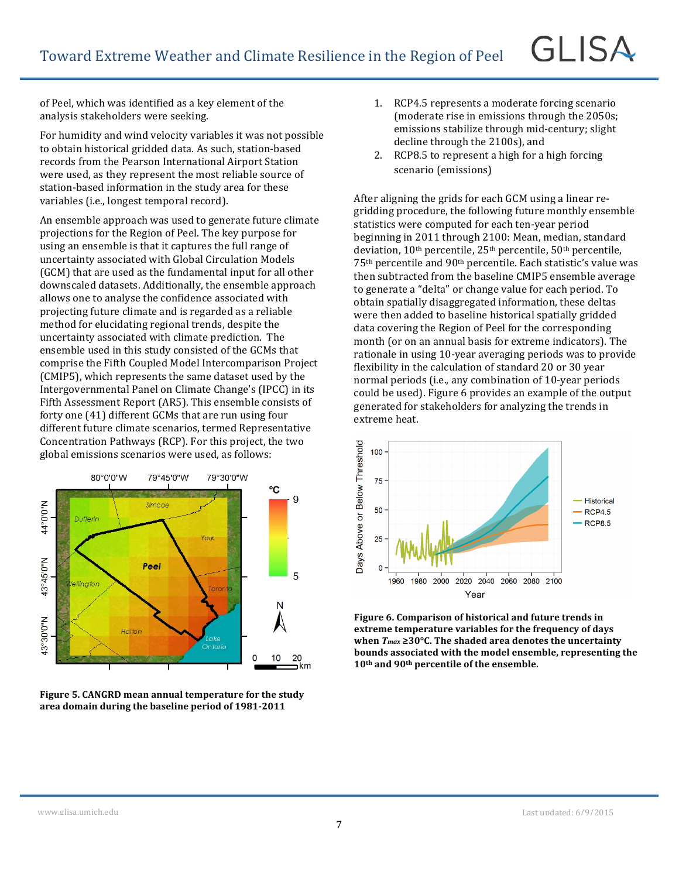of Peel, which was identified as a key element of the analysis stakeholders were seeking.

For humidity and wind velocity variables it was not possible to obtain historical gridded data. As such, station-based records from the Pearson International Airport Station were used, as they represent the most reliable source of station-based information in the study area for these variables (i.e., longest temporal record).

An ensemble approach was used to generate future climate projections for the Region of Peel. The key purpose for using an ensemble is that it captures the full range of uncertainty associated with Global Circulation Models (GCM) that are used as the fundamental input for all other downscaled datasets. Additionally, the ensemble approach allows one to analyse the confidence associated with projecting future climate and is regarded as a reliable method for elucidating regional trends, despite the uncertainty associated with climate prediction. The ensemble used in this study consisted of the GCMs that comprise the Fifth Coupled Model Intercomparison Project (CMIP5), which represents the same dataset used by the Intergovernmental Panel on Climate Change's (IPCC) in its Fifth Assessment Report (AR5). This ensemble consists of forty one (41) different GCMs that are run using four different future climate scenarios, termed Representative Concentration Pathways (RCP). For this project, the two global emissions scenarios were used, as follows:

**Figure 5. CANGRD mean annual temperature for the study area domain during the baseline period of 1981-2011**

1. RCP4.5 represents a moderate forcing scenario (moderate rise in emissions through the 2050s; emissions stabilize through mid-century; slight decline through the 2100s), and
2. RCP8.5 to represent a high for a high forcing scenario (emissions)

After aligning the grids for each GCM using a linear re-gridding procedure, the following future monthly ensemble statistics were computed for each ten-year period beginning in 2011 through 2100: Mean, median, standard deviation, 10th percentile, 25th percentile, 50th percentile, 75th percentile and 90th percentile. Each statistic's value was then subtracted from the baseline CMIP5 ensemble average to generate a "delta" or change value for each period. To obtain spatially disaggregated information, these deltas were then added to baseline historical spatially gridded data covering the Region of Peel for the corresponding month (or on an annual basis for extreme indicators). The rationale in using 10-year averaging periods was to provide flexibility in the calculation of standard 20 or 30 year normal periods (i.e., any combination of 10-year periods could be used). Figure 6 provides an example of the output generated for stakeholders for analyzing the trends in extreme heat.

**Figure 6. Comparison of historical and future trends in extreme temperature variables for the frequency of days when $T_{max}$ ≥30°C. The shaded area denotes the uncertainty bounds associated with the model ensemble, representing the 10th and 90th percentile of the ensemble.**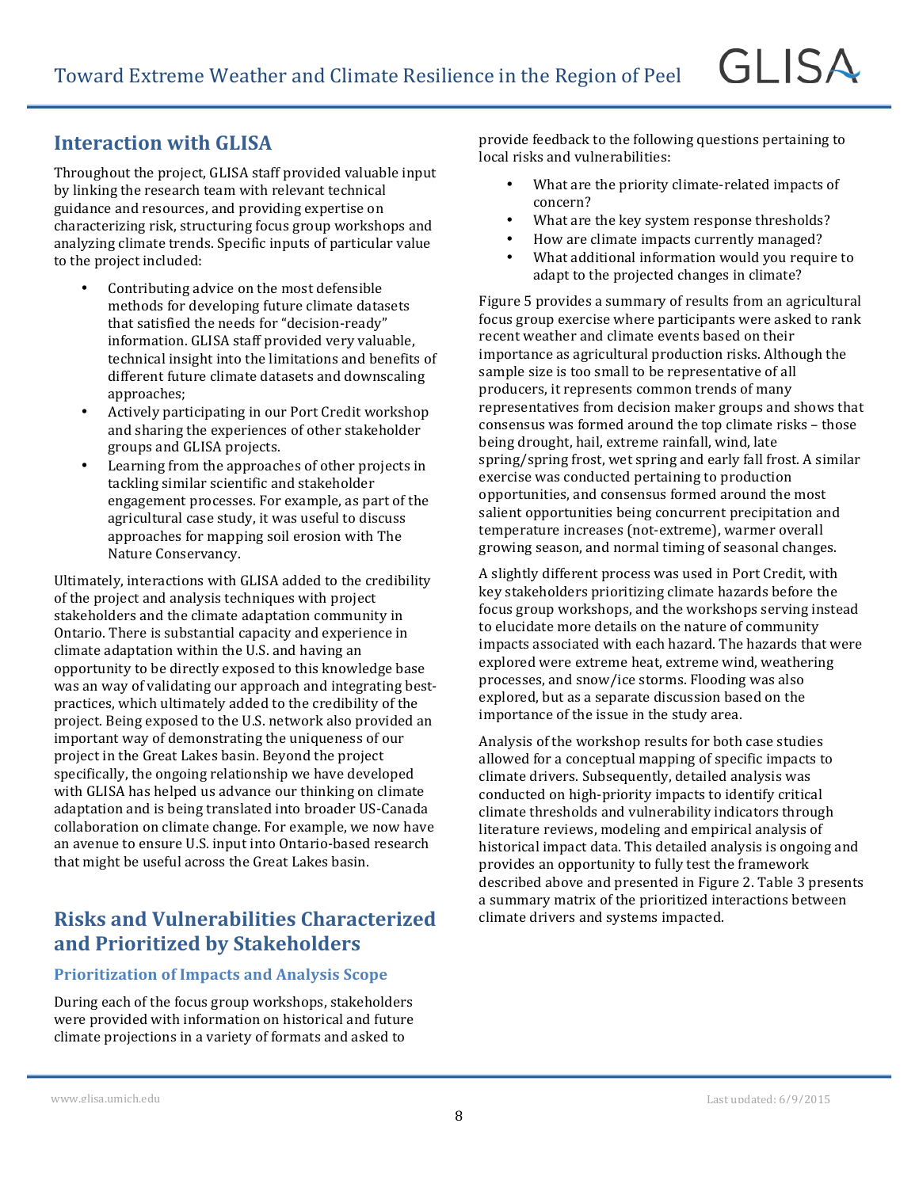## Interaction with GLISA

Throughout the project, GLISA staff provided valuable input by linking the research team with relevant technical guidance and resources, and providing expertise on characterizing risk, structuring focus group workshops and analyzing climate trends. Specific inputs of particular value to the project included:

- Contributing advice on the most defensible methods for developing future climate datasets that satisfied the needs for "decision-ready" information. GLISA staff provided very valuable, technical insight into the limitations and benefits of different future climate datasets and downscaling approaches;
- Actively participating in our Port Credit workshop and sharing the experiences of other stakeholder groups and GLISA projects.
- Learning from the approaches of other projects in tackling similar scientific and stakeholder engagement processes. For example, as part of the agricultural case study, it was useful to discuss approaches for mapping soil erosion with The Nature Conservancy.

Ultimately, interactions with GLISA added to the credibility of the project and analysis techniques with project stakeholders and the climate adaptation community in Ontario. There is substantial capacity and experience in climate adaptation within the U.S. and having an opportunity to be directly exposed to this knowledge base was an way of validating our approach and integrating best-practices, which ultimately added to the credibility of the project. Being exposed to the U.S. network also provided an important way of demonstrating the uniqueness of our project in the Great Lakes basin. Beyond the project specifically, the ongoing relationship we have developed with GLISA has helped us advance our thinking on climate adaptation and is being translated into broader US-Canada collaboration on climate change. For example, we now have an avenue to ensure U.S. input into Ontario-based research that might be useful across the Great Lakes basin.

## Risks and Vulnerabilities Characterized and Prioritized by Stakeholders

### Prioritization of Impacts and Analysis Scope

During each of the focus group workshops, stakeholders were provided with information on historical and future climate projections in a variety of formats and asked to provide feedback to the following questions pertaining to local risks and vulnerabilities:

- What are the priority climate-related impacts of concern?
- What are the key system response thresholds?
- How are climate impacts currently managed?
- What additional information would you require to adapt to the projected changes in climate?

Figure 5 provides a summary of results from an agricultural focus group exercise where participants were asked to rank recent weather and climate events based on their importance as agricultural production risks. Although the sample size is too small to be representative of all producers, it represents common trends of many representatives from decision maker groups and shows that consensus was formed around the top climate risks – those being drought, hail, extreme rainfall, wind, late spring/spring frost, wet spring and early fall frost. A similar exercise was conducted pertaining to production opportunities, and consensus formed around the most salient opportunities being concurrent precipitation and temperature increases (not-extreme), warmer overall growing season, and normal timing of seasonal changes.

A slightly different process was used in Port Credit, with key stakeholders prioritizing climate hazards before the focus group workshops, and the workshops serving instead to elucidate more details on the nature of community impacts associated with each hazard. The hazards that were explored were extreme heat, extreme wind, weathering processes, and snow/ice storms. Flooding was also explored, but as a separate discussion based on the importance of the issue in the study area.

Analysis of the workshop results for both case studies allowed for a conceptual mapping of specific impacts to climate drivers. Subsequently, detailed analysis was conducted on high-priority impacts to identify critical climate thresholds and vulnerability indicators through literature reviews, modeling and empirical analysis of historical impact data. This detailed analysis is ongoing and provides an opportunity to fully test the framework described above and presented in Figure 2. Table 3 presents a summary matrix of the prioritized interactions between climate drivers and systems impacted.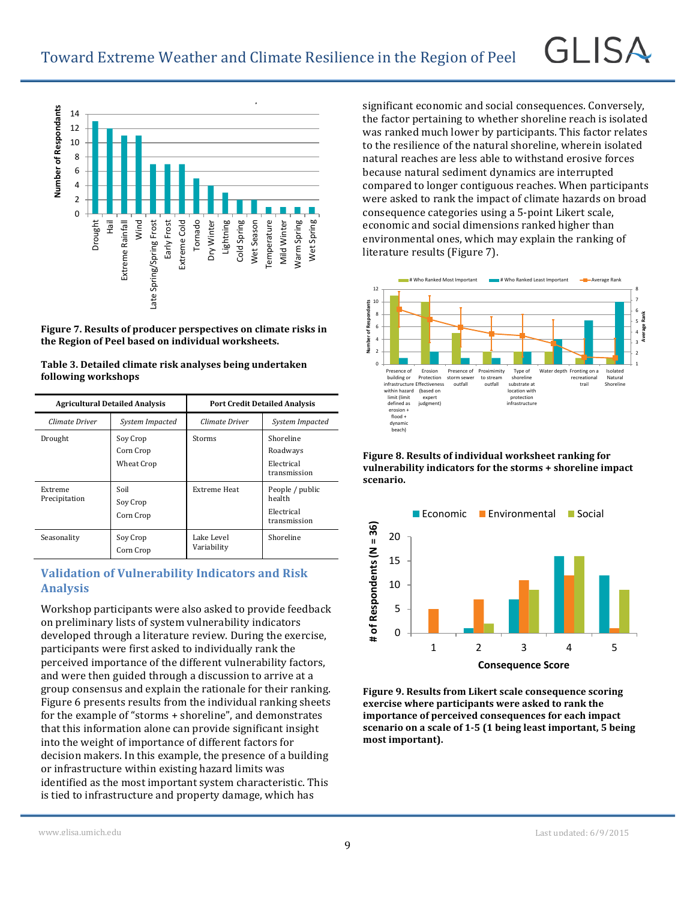**Figure 7. Results of producer perspectives on climate risks in the Region of Peel based on individual worksheets.**

**Table 3. Detailed climate risk analyses being undertaken following workshops**

| Agricultural Detailed Analysis | | Port Credit Detailed Analysis | |
|---|---|---|---|
| *Climate Driver* | *System Impacted* | *Climate Driver* | *System Impacted* |
| Drought | Soy Crop<br>Corn Crop<br>Wheat Crop | Storms | Shoreline<br>Roadways<br>Electrical transmission |
| Extreme Precipitation | Soil<br>Soy Crop<br>Corn Crop | Extreme Heat | People / public health<br>Electrical transmission |
| Seasonality | Soy Crop<br>Corn Crop | Lake Level Variability | Shoreline |

## Validation of Vulnerability Indicators and Risk Analysis

Workshop participants were also asked to provide feedback on preliminary lists of system vulnerability indicators developed through a literature review. During the exercise, participants were first asked to individually rank the perceived importance of the different vulnerability factors, and were then guided through a discussion to arrive at a group consensus and explain the rationale for their ranking. Figure 6 presents results from the individual ranking sheets for the example of "storms + shoreline", and demonstrates that this information alone can provide significant insight into the weight of importance of different factors for decision makers. In this example, the presence of a building or infrastructure within existing hazard limits was identified as the most important system characteristic. This is tied to infrastructure and property damage, which has significant economic and social consequences. Conversely, the factor pertaining to whether shoreline reach is isolated was ranked much lower by participants. This factor relates to the resilience of the natural shoreline, wherein isolated natural reaches are less able to withstand erosive forces because natural sediment dynamics are interrupted compared to longer contiguous reaches. When participants were asked to rank the impact of climate hazards on broad consequence categories using a 5-point Likert scale, economic and social dimensions ranked higher than environmental ones, which may explain the ranking of literature results (Figure 7).

**Figure 8. Results of individual worksheet ranking for vulnerability indicators for the storms + shoreline impact scenario.**

**Figure 9. Results from Likert scale consequence scoring exercise where participants were asked to rank the importance of perceived consequences for each impact scenario on a scale of 1-5 (1 being least important, 5 being most important).**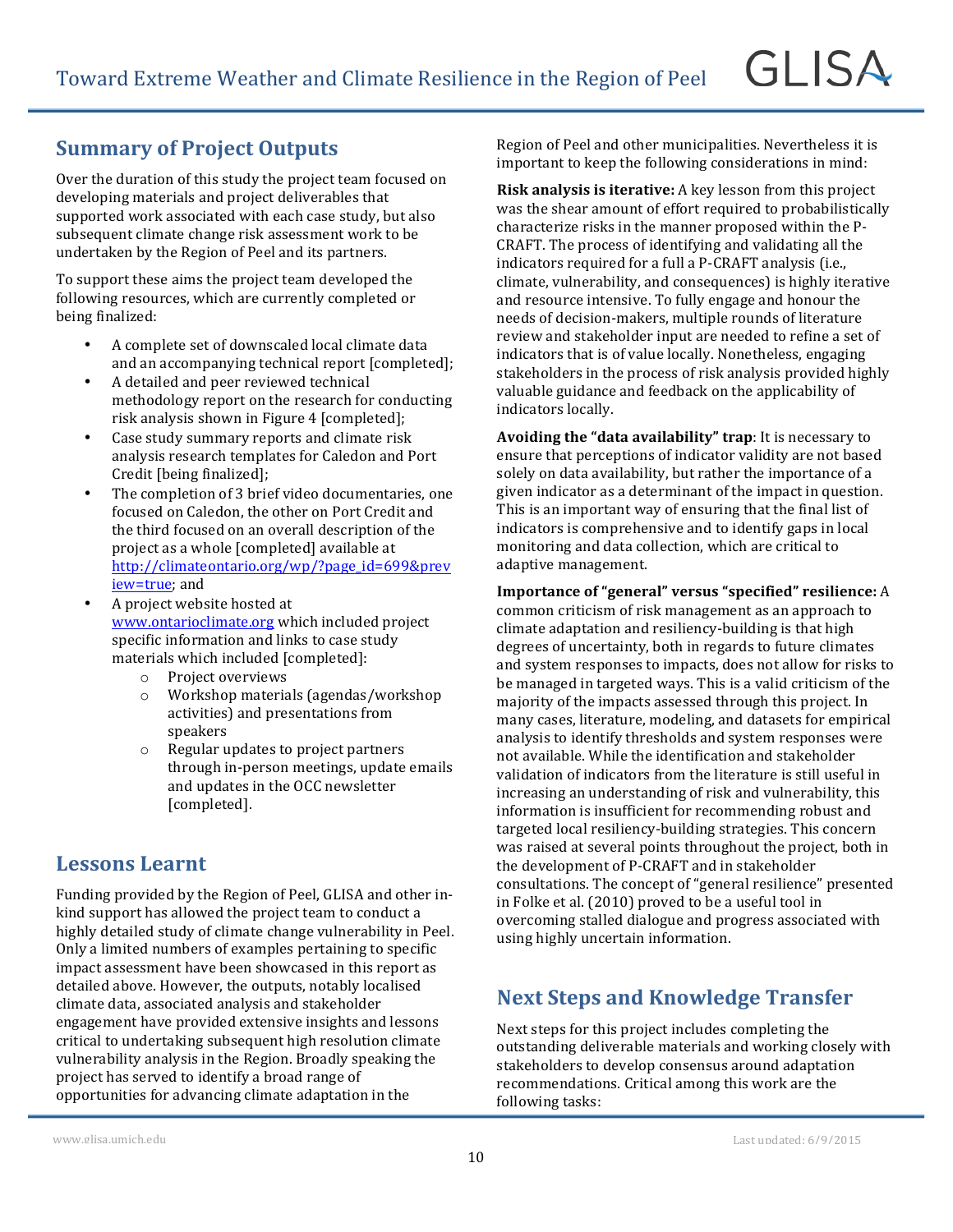## Summary of Project Outputs

Over the duration of this study the project team focused on developing materials and project deliverables that supported work associated with each case study, but also subsequent climate change risk assessment work to be undertaken by the Region of Peel and its partners.

To support these aims the project team developed the following resources, which are currently completed or being finalized:

- A complete set of downscaled local climate data and an accompanying technical report [completed];
- A detailed and peer reviewed technical methodology report on the research for conducting risk analysis shown in Figure 4 [completed];
- Case study summary reports and climate risk analysis research templates for Caledon and Port Credit [being finalized];
- The completion of 3 brief video documentaries, one focused on Caledon, the other on Port Credit and the third focused on an overall description of the project as a whole [completed] available at http://climateontario.org/wp/?page_id=699&preview=true; and
- A project website hosted at www.ontarioclimate.org which included project specific information and links to case study materials which included [completed]:
    - Project overviews
    - Workshop materials (agendas/workshop activities) and presentations from speakers
    - Regular updates to project partners through in-person meetings, update emails and updates in the OCC newsletter [completed].

## Lessons Learnt

Funding provided by the Region of Peel, GLISA and other in-kind support has allowed the project team to conduct a highly detailed study of climate change vulnerability in Peel. Only a limited numbers of examples pertaining to specific impact assessment have been showcased in this report as detailed above. However, the outputs, notably localised climate data, associated analysis and stakeholder engagement have provided extensive insights and lessons critical to undertaking subsequent high resolution climate vulnerability analysis in the Region. Broadly speaking the project has served to identify a broad range of opportunities for advancing climate adaptation in the Region of Peel and other municipalities. Nevertheless it is important to keep the following considerations in mind:

**Risk analysis is iterative:** A key lesson from this project was the shear amount of effort required to probabilistically characterize risks in the manner proposed within the P-CRAFT. The process of identifying and validating all the indicators required for a full a P-CRAFT analysis (i.e., climate, vulnerability, and consequences) is highly iterative and resource intensive. To fully engage and honour the needs of decision-makers, multiple rounds of literature review and stakeholder input are needed to refine a set of indicators that is of value locally. Nonetheless, engaging stakeholders in the process of risk analysis provided highly valuable guidance and feedback on the applicability of indicators locally.

**Avoiding the "data availability" trap**: It is necessary to ensure that perceptions of indicator validity are not based solely on data availability, but rather the importance of a given indicator as a determinant of the impact in question. This is an important way of ensuring that the final list of indicators is comprehensive and to identify gaps in local monitoring and data collection, which are critical to adaptive management.

**Importance of "general" versus "specified" resilience:** A common criticism of risk management as an approach to climate adaptation and resiliency-building is that high degrees of uncertainty, both in regards to future climates and system responses to impacts, does not allow for risks to be managed in targeted ways. This is a valid criticism of the majority of the impacts assessed through this project. In many cases, literature, modeling, and datasets for empirical analysis to identify thresholds and system responses were not available. While the identification and stakeholder validation of indicators from the literature is still useful in increasing an understanding of risk and vulnerability, this information is insufficient for recommending robust and targeted local resiliency-building strategies. This concern was raised at several points throughout the project, both in the development of P-CRAFT and in stakeholder consultations. The concept of "general resilience" presented in Folke et al. (2010) proved to be a useful tool in overcoming stalled dialogue and progress associated with using highly uncertain information.

## Next Steps and Knowledge Transfer

Next steps for this project includes completing the outstanding deliverable materials and working closely with stakeholders to develop consensus around adaptation recommendations. Critical among this work are the following tasks: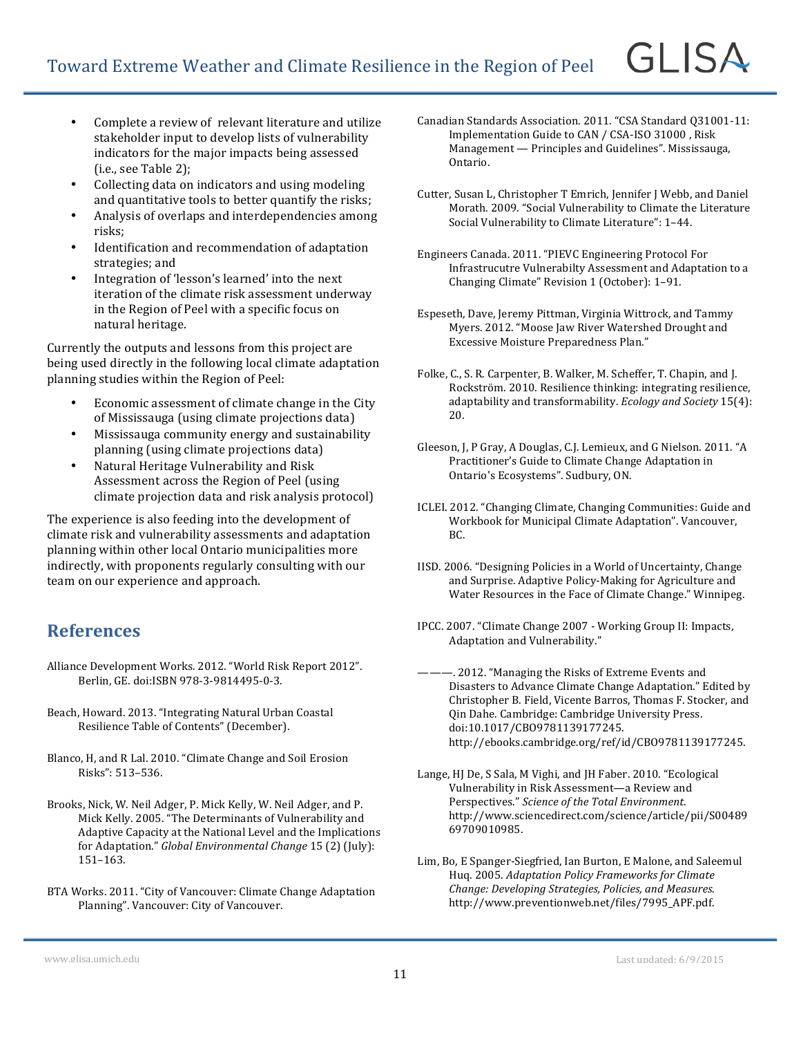- Complete a review of relevant literature and utilize stakeholder input to develop lists of vulnerability indicators for the major impacts being assessed (i.e., see Table 2);
- Collecting data on indicators and using modeling and quantitative tools to better quantify the risks;
- Analysis of overlaps and interdependencies among risks;
- Identification and recommendation of adaptation strategies; and
- Integration of 'lesson's learned' into the next iteration of the climate risk assessment underway in the Region of Peel with a specific focus on natural heritage.

Currently the outputs and lessons from this project are being used directly in the following local climate adaptation planning studies within the Region of Peel:

- Economic assessment of climate change in the City of Mississauga (using climate projections data)
- Mississauga community energy and sustainability planning (using climate projections data)
- Natural Heritage Vulnerability and Risk Assessment across the Region of Peel (using climate projection data and risk analysis protocol)

The experience is also feeding into the development of climate risk and vulnerability assessments and adaptation planning within other local Ontario municipalities more indirectly, with proponents regularly consulting with our team on our experience and approach.

## References

Alliance Development Works. 2012. "World Risk Report 2012". Berlin, GE. doi:ISBN 978-3-9814495-0-3.

Beach, Howard. 2013. "Integrating Natural Urban Coastal Resilience Table of Contents" (December).

Blanco, H, and R Lal. 2010. "Climate Change and Soil Erosion Risks": 513–536.

Brooks, Nick, W. Neil Adger, P. Mick Kelly, W. Neil Adger, and P. Mick Kelly. 2005. "The Determinants of Vulnerability and Adaptive Capacity at the National Level and the Implications for Adaptation." *Global Environmental Change* 15 (2) (July): 151–163.

BTA Works. 2011. "City of Vancouver: Climate Change Adaptation Planning". Vancouver: City of Vancouver.

Canadian Standards Association. 2011. "CSA Standard Q31001-11: Implementation Guide to CAN / CSA-ISO 31000 , Risk Management — Principles and Guidelines". Missisauga, Ontario.

Cutter, Susan L, Christopher T Emrich, Jennifer J Webb, and Daniel Morath. 2009. "Social Vulnerability to Climate the Literature Social Vulnerability to Climate Literature": 1–44.

Engineers Canada. 2011. "PIEVC Engineering Protocol For Infrastrucutre Vulnerabilty Assessment and Adaptation to a Changing Climate" Revision 1 (October): 1–91.

Espeseth, Dave, Jeremy Pittman, Virginia Wittrock, and Tammy Myers. 2012. "Moose Jaw River Watershed Drought and Excessive Moisture Preparedness Plan."

Folke, C., S. R. Carpenter, B. Walker, M. Scheffer, T. Chapin, and J. Rockström. 2010. Resilience thinking: integrating resilience, adaptability and transformability. *Ecology and Society* 15(4): 20.

Gleeson, J, P Gray, A Douglas, C.J. Lemieux, and G Nielson. 2011. "A Practitioner's Guide to Climate Change Adaptation in Ontario's Ecosystems". Sudbury, ON.

ICLEI. 2012. "Changing Climate, Changing Communities: Guide and Workbook for Municipal Climate Adaptation". Vancouver, BC.

IISD. 2006. "Designing Policies in a World of Uncertainty, Change and Surprise. Adaptive Policy-Making for Agriculture and Water Resources in the Face of Climate Change." Winnipeg.

IPCC. 2007. "Climate Change 2007 - Working Group II: Impacts, Adaptation and Vulnerability."

———. 2012. "Managing the Risks of Extreme Events and Disasters to Advance Climate Change Adaptation." Edited by Christopher B. Field, Vicente Barros, Thomas F. Stocker, and Qin Dahe. Cambridge: Cambridge University Press. doi:10.1017/CBO9781139177245. http://ebooks.cambridge.org/ref/id/CBO9781139177245.

Lange, HJ De, S Sala, M Vighi, and JH Faber. 2010. "Ecological Vulnerability in Risk Assessment—a Review and Perspectives." *Science of the Total Environment*. http://www.sciencedirect.com/science/article/pii/S0048969709010985.

Lim, Bo, E Spanger-Siegfried, Ian Burton, E Malone, and Saleemul Huq. 2005. *Adaptation Policy Frameworks for Climate Change: Developing Strategies, Policies, and Measures*. http://www.preventionweb.net/files/7995_APF.pdf.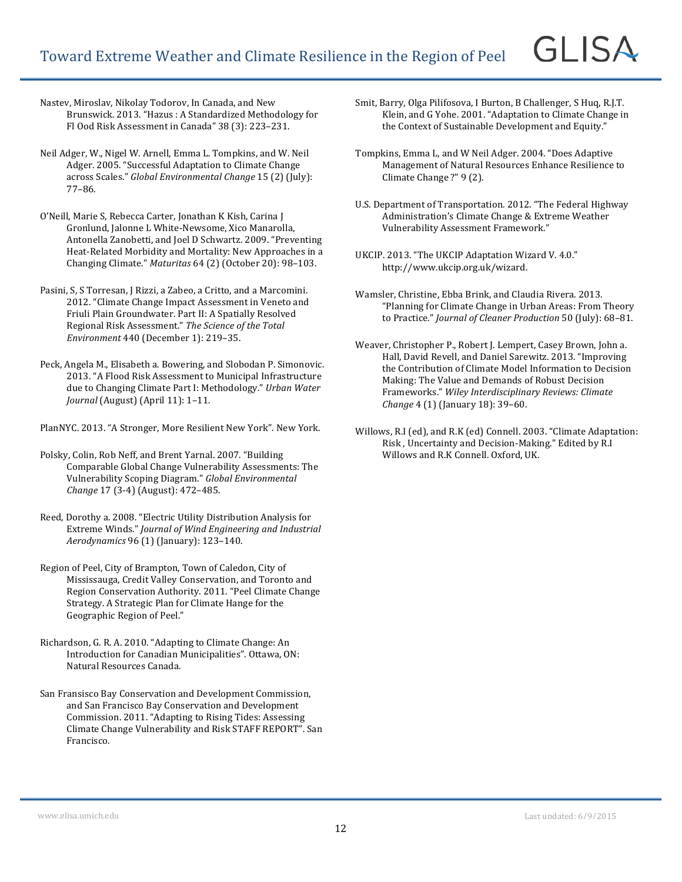Nastev, Miroslav, Nikolay Todorov, In Canada, and New Brunswick. 2013. "Hazus : A Standardized Methodology for Fl Ood Risk Assessment in Canada" 38 (3): 223–231.

Neil Adger, W., Nigel W. Arnell, Emma L. Tompkins, and W. Neil Adger. 2005. "Successful Adaptation to Climate Change across Scales." *Global Environmental Change* 15 (2) (July): 77–86.

O'Neill, Marie S, Rebecca Carter, Jonathan K Kish, Carina J Gronlund, Jalonne L White-Newsome, Xico Manarolla, Antonella Zanobetti, and Joel D Schwartz. 2009. "Preventing Heat-Related Morbidity and Mortality: New Approaches in a Changing Climate." *Maturitas* 64 (2) (October 20): 98–103.

Pasini, S, S Torresan, J Rizzi, a Zabeo, a Critto, and a Marcomini. 2012. "Climate Change Impact Assessment in Veneto and Friuli Plain Groundwater. Part II: A Spatially Resolved Regional Risk Assessment." *The Science of the Total Environment* 440 (December 1): 219–35.

Peck, Angela M., Elisabeth a. Bowering, and Slobodan P. Simonovic. 2013. "A Flood Risk Assessment to Municipal Infrastructure due to Changing Climate Part I: Methodology." *Urban Water Journal* (August) (April 11): 1–11.

PlanNYC. 2013. "A Stronger, More Resilient New York". New York.

Polsky, Colin, Rob Neff, and Brent Yarnal. 2007. "Building Comparable Global Change Vulnerability Assessments: The Vulnerability Scoping Diagram." *Global Environmental Change* 17 (3-4) (August): 472–485.

Reed, Dorothy a. 2008. "Electric Utility Distribution Analysis for Extreme Winds." *Journal of Wind Engineering and Industrial Aerodynamics* 96 (1) (January): 123–140.

Region of Peel, City of Brampton, Town of Caledon, City of Mississauga, Credit Valley Conservation, and Toronto and Region Conservation Authority. 2011. "Peel Climate Change Strategy. A Strategic Plan for Climate Hange for the Geographic Region of Peel."

Richardson, G. R. A. 2010. "Adapting to Climate Change: An Introduction for Canadian Municipalities". Ottawa, ON: Natural Resources Canada.

San Fransisco Bay Conservation and Development Commission, and San Francisco Bay Conservation and Development Commission. 2011. "Adapting to Rising Tides: Assessing Climate Change Vulnerability and Risk STAFF REPORT". San Francisco.

Smit, Barry, Olga Pilifosova, I Burton, B Challenger, S Huq, R.J.T. Klein, and G Yohe. 2001. "Adaptation to Climate Change in the Context of Sustainable Development and Equity."

Tompkins, Emma L, and W Neil Adger. 2004. "Does Adaptive Management of Natural Resources Enhance Resilience to Climate Change ?" 9 (2).

U.S. Department of Transportation. 2012. "The Federal Highway Administration's Climate Change & Extreme Weather Vulnerability Assessment Framework."

UKCIP. 2013. "The UKCIP Adaptation Wizard V. 4.0." http://www.ukcip.org.uk/wizard.

Wamsler, Christine, Ebba Brink, and Claudia Rivera. 2013. "Planning for Climate Change in Urban Areas: From Theory to Practice." *Journal of Cleaner Production* 50 (July): 68–81.

Weaver, Christopher P., Robert J. Lempert, Casey Brown, John a. Hall, David Revell, and Daniel Sarewitz. 2013. "Improving the Contribution of Climate Model Information to Decision Making: The Value and Demands of Robust Decision Frameworks." *Wiley Interdisciplinary Reviews: Climate Change* 4 (1) (January 18): 39–60.

Willows, R.I (ed), and R.K (ed) Connell. 2003. "Climate Adaptation: Risk , Uncertainty and Decision-Making." Edited by R.I Willows and R.K Connell. Oxford, UK.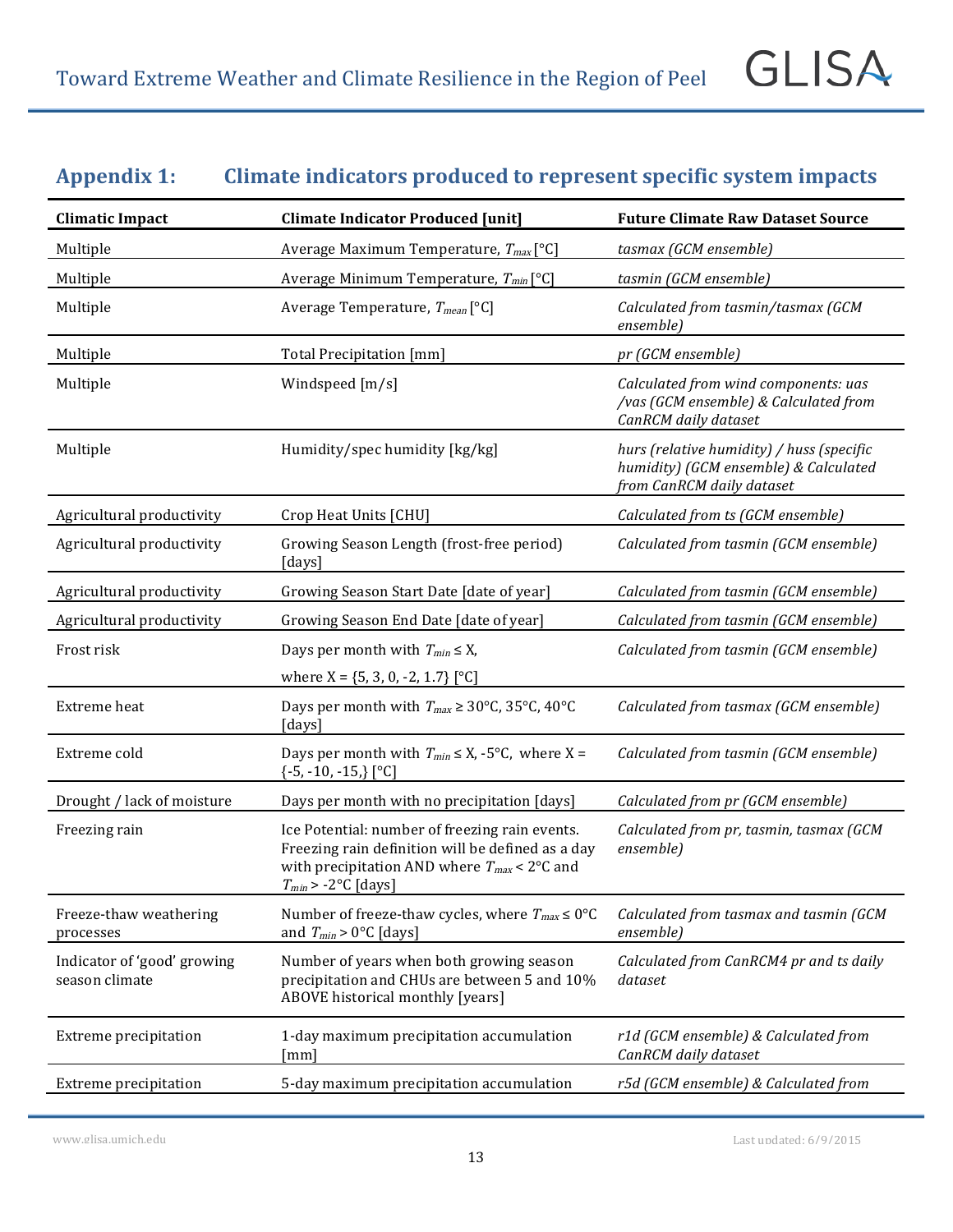## Appendix 1: Climate indicators produced to represent specific system impacts

| Climatic Impact | Climate Indicator Produced [unit] | Future Climate Raw Dataset Source |
|---|---|---|
| Multiple | Average Maximum Temperature, $T_{max}$ [°C] | *tasmax (GCM ensemble)* |
| Multiple | Average Minimum Temperature, $T_{min}$ [°C] | *tasmin (GCM ensemble)* |
| Multiple | Average Temperature, $T_{mean}$ [°C] | *Calculated from tasmin/tasmax (GCM ensemble)* |
| Multiple | Total Precipitation [mm] | *pr (GCM ensemble)* |
| Multiple | Windspeed [m/s] | *Calculated from wind components: uas /vas (GCM ensemble) & Calculated from CanRCM daily dataset* |
| Multiple | Humidity/spec humidity [kg/kg] | *hurs (relative humidity) / huss (specific humidity) (GCM ensemble) & Calculated from CanRCM daily dataset* |
| Agricultural productivity | Crop Heat Units [CHU] | *Calculated from ts (GCM ensemble)* |
| Agricultural productivity | Growing Season Length (frost-free period) [days] | *Calculated from tasmin (GCM ensemble)* |
| Agricultural productivity | Growing Season Start Date [date of year] | *Calculated from tasmin (GCM ensemble)* |
| Agricultural productivity | Growing Season End Date [date of year] | *Calculated from tasmin (GCM ensemble)* |
| Frost risk | Days per month with $T_{min} \leq$ X, where X = {5, 3, 0, -2, 1.7} [°C] | *Calculated from tasmin (GCM ensemble)* |
| Extreme heat | Days per month with $T_{max} \geq$ 30°C, 35°C, 40°C [days] | *Calculated from tasmax (GCM ensemble)* |
| Extreme cold | Days per month with $T_{min} \leq$ X, -5°C, where X = {-5, -10, -15,} [°C] | *Calculated from tasmin (GCM ensemble)* |
| Drought / lack of moisture | Days per month with no precipitation [days] | *Calculated from pr (GCM ensemble)* |
| Freezing rain | Ice Potential: number of freezing rain events. Freezing rain definition will be defined as a day with precipitation AND where $T_{max}$ < 2°C and $T_{min}$ > -2°C [days] | *Calculated from pr, tasmin, tasmax (GCM ensemble)* |
| Freeze-thaw weathering processes | Number of freeze-thaw cycles, where $T_{max} \leq$ 0°C and $T_{min}$ > 0°C [days] | *Calculated from tasmax and tasmin (GCM ensemble)* |
| Indicator of 'good' growing season climate | Number of years when both growing season precipitation and CHUs are between 5 and 10% ABOVE historical monthly [years] | *Calculated from CanRCM4 pr and ts daily dataset* |
| Extreme precipitation | 1-day maximum precipitation accumulation [mm] | *r1d (GCM ensemble) & Calculated from CanRCM daily dataset* |
| Extreme precipitation | 5-day maximum precipitation accumulation | *r5d (GCM ensemble) & Calculated from* |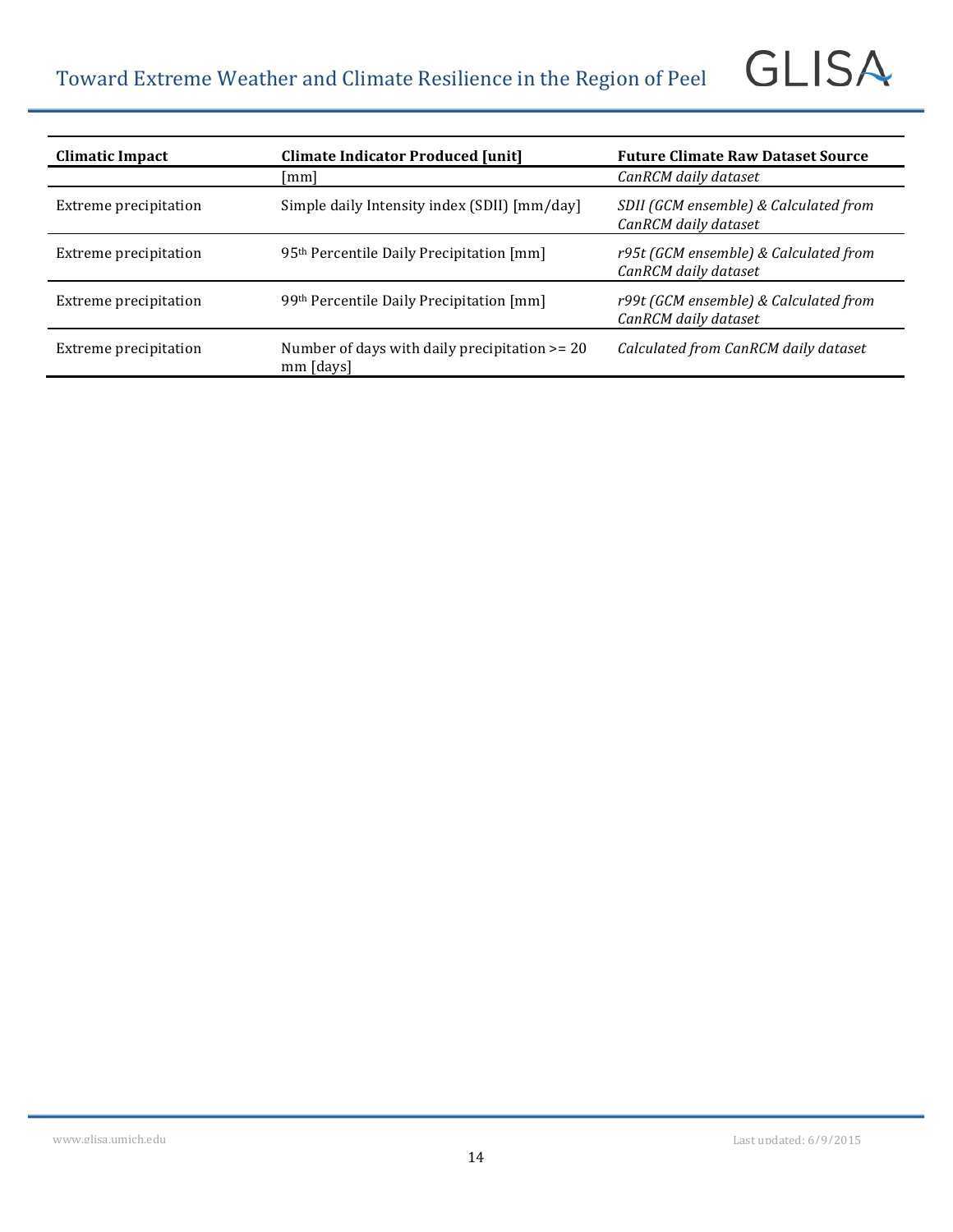| Climatic Impact | Climate Indicator Produced [unit] | Future Climate Raw Dataset Source |
|---|---|---|
| | [mm] | *CanRCM daily dataset* |
| Extreme precipitation | Simple daily Intensity index (SDII) [mm/day] | *SDII (GCM ensemble) & Calculated from CanRCM daily dataset* |
| Extreme precipitation | 95th Percentile Daily Precipitation [mm] | *r95t (GCM ensemble) & Calculated from CanRCM daily dataset* |
| Extreme precipitation | 99th Percentile Daily Precipitation [mm] | *r99t (GCM ensemble) & Calculated from CanRCM daily dataset* |
| Extreme precipitation | Number of days with daily precipitation >= 20 mm [days] | *Calculated from CanRCM daily dataset* |